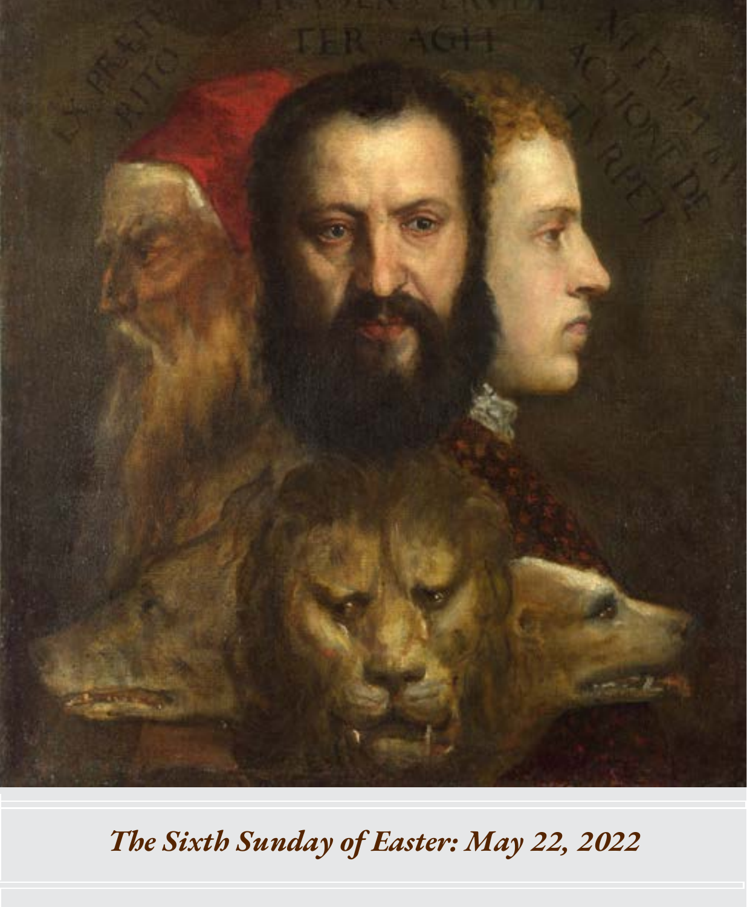*The Sixth Sunday of Easter: May 22, 2022*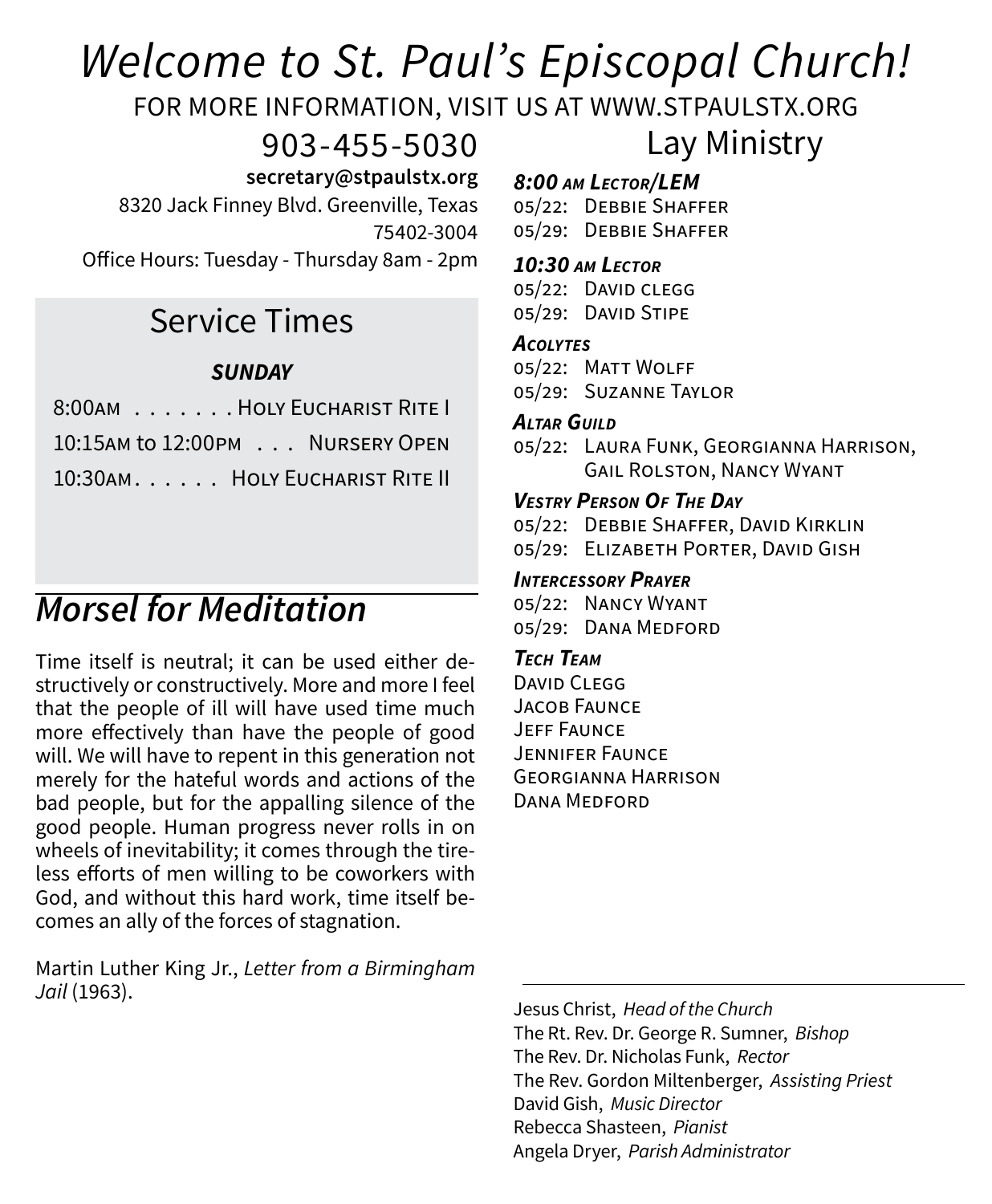# *Welcome to St. Paul's Episcopal Church!*

FOR MORE INFORMATION, VISIT US AT WWW.STPAULSTX.ORG

903-455-5030

**secretary@stpaulstx.org**

8320 Jack Finney Blvd. Greenville, Texas 75402-3004

Office Hours: Tuesday - Thursday 8am - 2pm

## Service Times

***SUNDAY***

8:00AM . . . . . . . Holy Eucharist Rite I

10:15AM to 12:00PM . . . Nursery Open

10:30AM. . . . . . Holy Eucharist Rite II

## *Morsel for Meditation*

Time itself is neutral; it can be used either destructively or constructively. More and more I feel that the people of ill will have used time much more effectively than have the people of good will. We will have to repent in this generation not merely for the hateful words and actions of the bad people, but for the appalling silence of the good people. Human progress never rolls in on wheels of inevitability; it comes through the tireless efforts of men willing to be coworkers with God, and without this hard work, time itself becomes an ally of the forces of stagnation.

Martin Luther King Jr., *Letter from a Birmingham Jail* (1963).

## Lay Ministry

***8:00 AM Lector/LEM***

05/22: Debbie Shaffer
05/29: Debbie Shaffer

***10:30 AM Lector***

05/22: David clegg
05/29: David Stipe

***Acolytes***

05/22: Matt Wolff
05/29: Suzanne Taylor

***Altar Guild***

05/22: Laura Funk, Georgianna Harrison, Gail Rolston, Nancy Wyant

***Vestry Person Of The Day***

05/22: Debbie Shaffer, David Kirklin
05/29: Elizabeth Porter, David Gish

***Intercessory Prayer***

05/22: Nancy Wyant
05/29: Dana Medford

***Tech Team***

David Clegg
Jacob Faunce
Jeff Faunce
Jennifer Faunce
Georgianna Harrison
Dana Medford

---

Jesus Christ, *Head of the Church*
The Rt. Rev. Dr. George R. Sumner, *Bishop*
The Rev. Dr. Nicholas Funk, *Rector*
The Rev. Gordon Miltenberger, *Assisting Priest*
David Gish, *Music Director*
Rebecca Shasteen, *Pianist*
Angela Dryer, *Parish Administrator*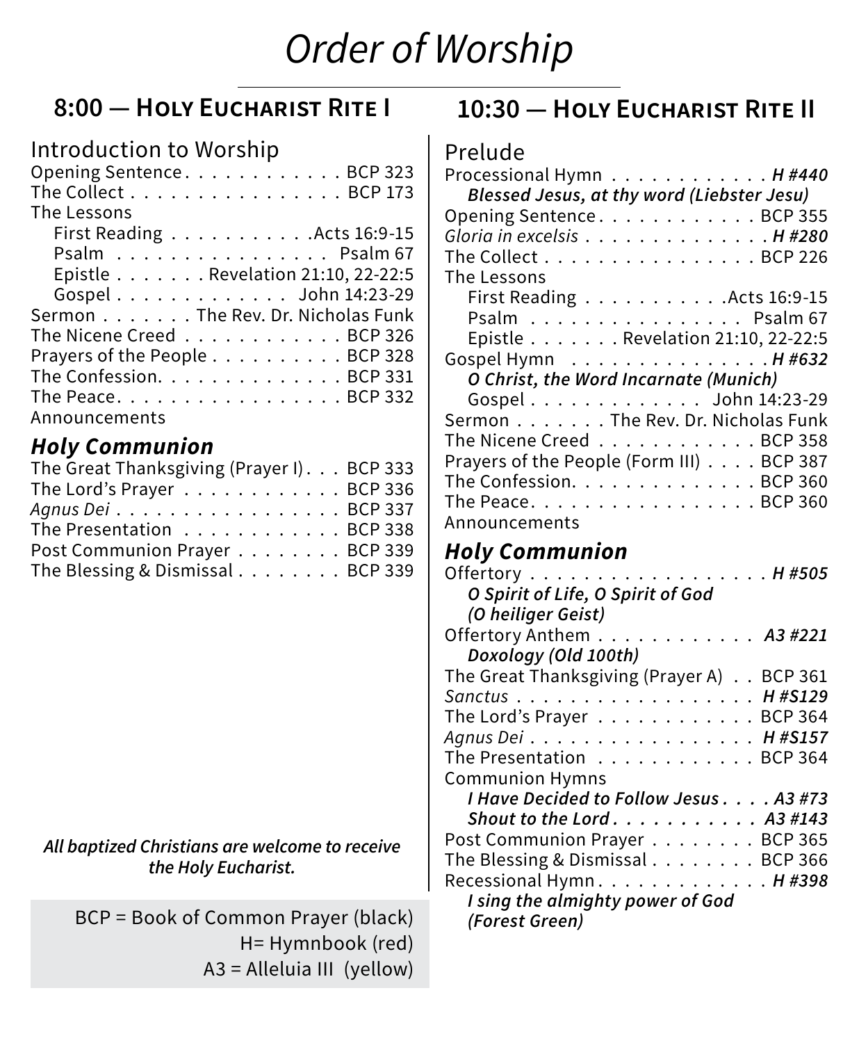# *Order of Worship*

## 8:00 — Holy Eucharist Rite I

Introduction to Worship

Opening Sentence . . . . . . . . . . . . BCP 323
The Collect . . . . . . . . . . . . . . . . BCP 173
The Lessons
  First Reading . . . . . . . . . . .Acts 16:9-15
  Psalm . . . . . . . . . . . . . . . . Psalm 67
  Epistle . . . . . . . Revelation 21:10, 22-22:5
  Gospel . . . . . . . . . . . . . John 14:23-29
Sermon . . . . . . . The Rev. Dr. Nicholas Funk
The Nicene Creed . . . . . . . . . . . . BCP 326
Prayers of the People . . . . . . . . . . BCP 328
The Confession. . . . . . . . . . . . . . BCP 331
The Peace. . . . . . . . . . . . . . . . . BCP 332
Announcements

### *Holy Communion*

The Great Thanksgiving (Prayer I) . . . BCP 333
The Lord's Prayer . . . . . . . . . . . . BCP 336
*Agnus Dei* . . . . . . . . . . . . . . . . BCP 337
The Presentation . . . . . . . . . . . . BCP 338
Post Communion Prayer . . . . . . . . BCP 339
The Blessing & Dismissal . . . . . . . . BCP 339

***All baptized Christians are welcome to receive the Holy Eucharist.***

BCP = Book of Common Prayer (black)
H= Hymnbook (red)
A3 = Alleluia III (yellow)

## 10:30 — Holy Eucharist Rite II

Prelude

Processional Hymn . . . . . . . . . . . . ***H #440***
  ***Blessed Jesus, at thy word (Liebster Jesu)***
Opening Sentence . . . . . . . . . . . . BCP 355
*Gloria in excelsis* . . . . . . . . . . . . . ***H #280***
The Collect . . . . . . . . . . . . . . . . BCP 226
The Lessons
  First Reading . . . . . . . . . . .Acts 16:9-15
  Psalm . . . . . . . . . . . . . . . . Psalm 67
  Epistle . . . . . . . Revelation 21:10, 22-22:5
Gospel Hymn . . . . . . . . . . . . . . ***H #632***
  ***O Christ, the Word Incarnate (Munich)***
  Gospel . . . . . . . . . . . . . John 14:23-29
Sermon . . . . . . . The Rev. Dr. Nicholas Funk
The Nicene Creed . . . . . . . . . . . . BCP 358
Prayers of the People (Form III) . . . . BCP 387
The Confession. . . . . . . . . . . . . . BCP 360
The Peace. . . . . . . . . . . . . . . . . BCP 360
Announcements

### *Holy Communion*

Offertory . . . . . . . . . . . . . . . . . . ***H #505***
  ***O Spirit of Life, O Spirit of God (O heiliger Geist)***
Offertory Anthem . . . . . . . . . . . . ***A3 #221***
  ***Doxology (Old 100th)***
The Great Thanksgiving (Prayer A) . . BCP 361
*Sanctus* . . . . . . . . . . . . . . . . . . ***H #S129***
The Lord's Prayer . . . . . . . . . . . . BCP 364
*Agnus Dei* . . . . . . . . . . . . . . . . . ***H #S157***
The Presentation . . . . . . . . . . . . BCP 364
Communion Hymns
  ***I Have Decided to Follow Jesus . . . . A3 #73***
  ***Shout to the Lord . . . . . . . . . . . A3 #143***
Post Communion Prayer . . . . . . . . BCP 365
The Blessing & Dismissal . . . . . . . . BCP 366
Recessional Hymn. . . . . . . . . . . . . ***H #398***
  ***I sing the almighty power of God (Forest Green)***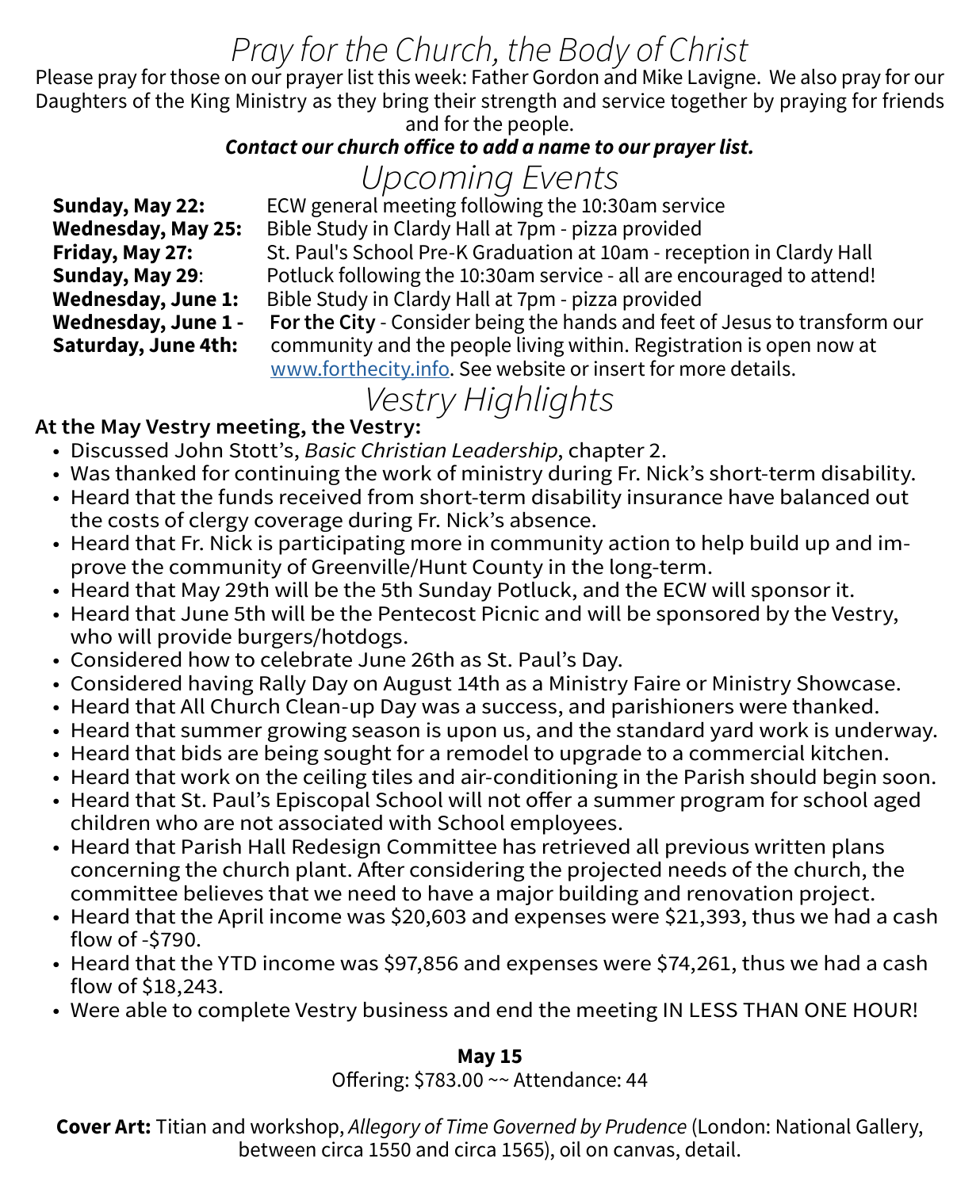# Pray for the Church, the Body of Christ

Please pray for those on our prayer list this week: Father Gordon and Mike Lavigne. We also pray for our Daughters of the King Ministry as they bring their strength and service together by praying for friends and for the people.

***Contact our church office to add a name to our prayer list.***

# Upcoming Events

| | |
|---|---|
| **Sunday, May 22:** | ECW general meeting following the 10:30am service |
| **Wednesday, May 25:** | Bible Study in Clardy Hall at 7pm - pizza provided |
| **Friday, May 27:** | St. Paul's School Pre-K Graduation at 10am - reception in Clardy Hall |
| **Sunday, May 29**: | Potluck following the 10:30am service - all are encouraged to attend! |
| **Wednesday, June 1:** | Bible Study in Clardy Hall at 7pm - pizza provided |
| **Wednesday, June 1 - Saturday, June 4th:** | **For the City** - Consider being the hands and feet of Jesus to transform our community and the people living within. Registration is open now at www.forthecity.info. See website or insert for more details. |

# Vestry Highlights

**At the May Vestry meeting, the Vestry:**

- Discussed John Stott's, *Basic Christian Leadership,* chapter 2.
- Was thanked for continuing the work of ministry during Fr. Nick's short-term disability.
- Heard that the funds received from short-term disability insurance have balanced out the costs of clergy coverage during Fr. Nick's absence.
- Heard that Fr. Nick is participating more in community action to help build up and improve the community of Greenville/Hunt County in the long-term.
- Heard that May 29th will be the 5th Sunday Potluck, and the ECW will sponsor it.
- Heard that June 5th will be the Pentecost Picnic and will be sponsored by the Vestry, who will provide burgers/hotdogs.
- Considered how to celebrate June 26th as St. Paul's Day.
- Considered having Rally Day on August 14th as a Ministry Faire or Ministry Showcase.
- Heard that All Church Clean-up Day was a success, and parishioners were thanked.
- Heard that summer growing season is upon us, and the standard yard work is underway.
- Heard that bids are being sought for a remodel to upgrade to a commercial kitchen.
- Heard that work on the ceiling tiles and air-conditioning in the Parish should begin soon.
- Heard that St. Paul's Episcopal School will not offer a summer program for school aged children who are not associated with School employees.
- Heard that Parish Hall Redesign Committee has retrieved all previous written plans concerning the church plant. After considering the projected needs of the church, the committee believes that we need to have a major building and renovation project.
- Heard that the April income was $20,603 and expenses were $21,393, thus we had a cash flow of -$790.
- Heard that the YTD income was $97,856 and expenses were $74,261, thus we had a cash flow of $18,243.
- Were able to complete Vestry business and end the meeting IN LESS THAN ONE HOUR!

**May 15**

Offering: $783.00 ~~ Attendance: 44

**Cover Art:** Titian and workshop, *Allegory of Time Governed by Prudence* (London: National Gallery, between circa 1550 and circa 1565), oil on canvas, detail.